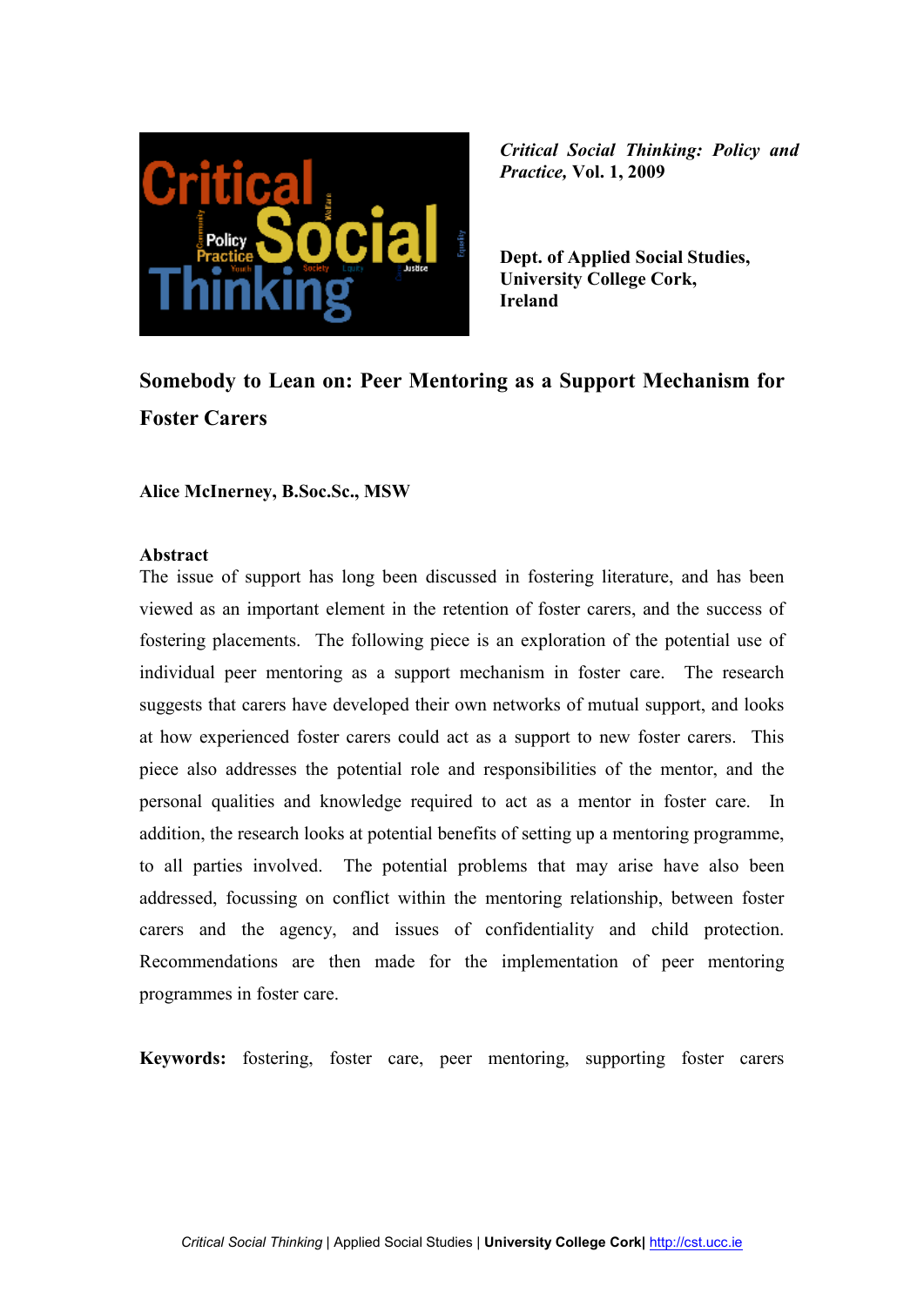*Critical Social Thinking: Policy and Practice*, Vol. 1, 2009

**Dept. of Applied Social Studies, University College Cork, Ireland**

# Somebody to Lean on: Peer Mentoring as a Support Mechanism for Foster Carers

**Alice McInerney, B.Soc.Sc., MSW**

**Abstract**

The issue of support has long been discussed in fostering literature, and has been viewed as an important element in the retention of foster carers, and the success of fostering placements. The following piece is an exploration of the potential use of individual peer mentoring as a support mechanism in foster care. The research suggests that carers have developed their own networks of mutual support, and looks at how experienced foster carers could act as a support to new foster carers. This piece also addresses the potential role and responsibilities of the mentor, and the personal qualities and knowledge required to act as a mentor in foster care. In addition, the research looks at potential benefits of setting up a mentoring programme, to all parties involved. The potential problems that may arise have also been addressed, focussing on conflict within the mentoring relationship, between foster carers and the agency, and issues of confidentiality and child protection. Recommendations are then made for the implementation of peer mentoring programmes in foster care.

**Keywords:** fostering, foster care, peer mentoring, supporting foster carers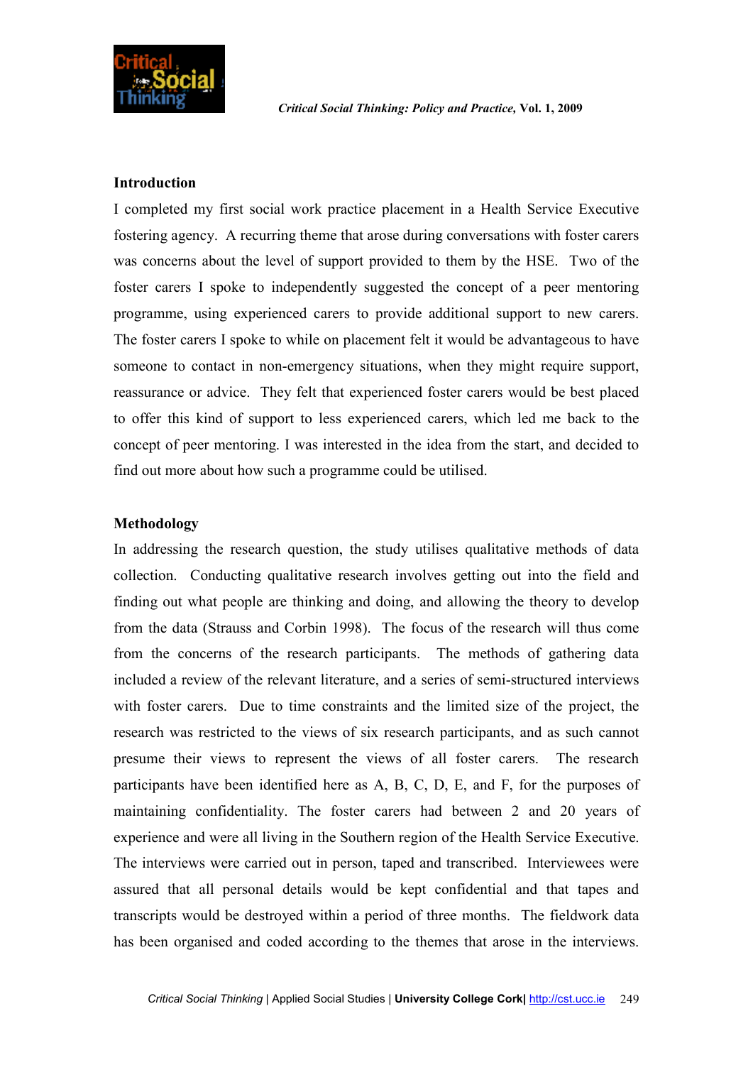## Introduction

I completed my first social work practice placement in a Health Service Executive fostering agency. A recurring theme that arose during conversations with foster carers was concerns about the level of support provided to them by the HSE. Two of the foster carers I spoke to independently suggested the concept of a peer mentoring programme, using experienced carers to provide additional support to new carers. The foster carers I spoke to while on placement felt it would be advantageous to have someone to contact in non-emergency situations, when they might require support, reassurance or advice. They felt that experienced foster carers would be best placed to offer this kind of support to less experienced carers, which led me back to the concept of peer mentoring. I was interested in the idea from the start, and decided to find out more about how such a programme could be utilised.

## Methodology

In addressing the research question, the study utilises qualitative methods of data collection. Conducting qualitative research involves getting out into the field and finding out what people are thinking and doing, and allowing the theory to develop from the data (Strauss and Corbin 1998). The focus of the research will thus come from the concerns of the research participants. The methods of gathering data included a review of the relevant literature, and a series of semi-structured interviews with foster carers. Due to time constraints and the limited size of the project, the research was restricted to the views of six research participants, and as such cannot presume their views to represent the views of all foster carers. The research participants have been identified here as A, B, C, D, E, and F, for the purposes of maintaining confidentiality. The foster carers had between 2 and 20 years of experience and were all living in the Southern region of the Health Service Executive. The interviews were carried out in person, taped and transcribed. Interviewees were assured that all personal details would be kept confidential and that tapes and transcripts would be destroyed within a period of three months. The fieldwork data has been organised and coded according to the themes that arose in the interviews.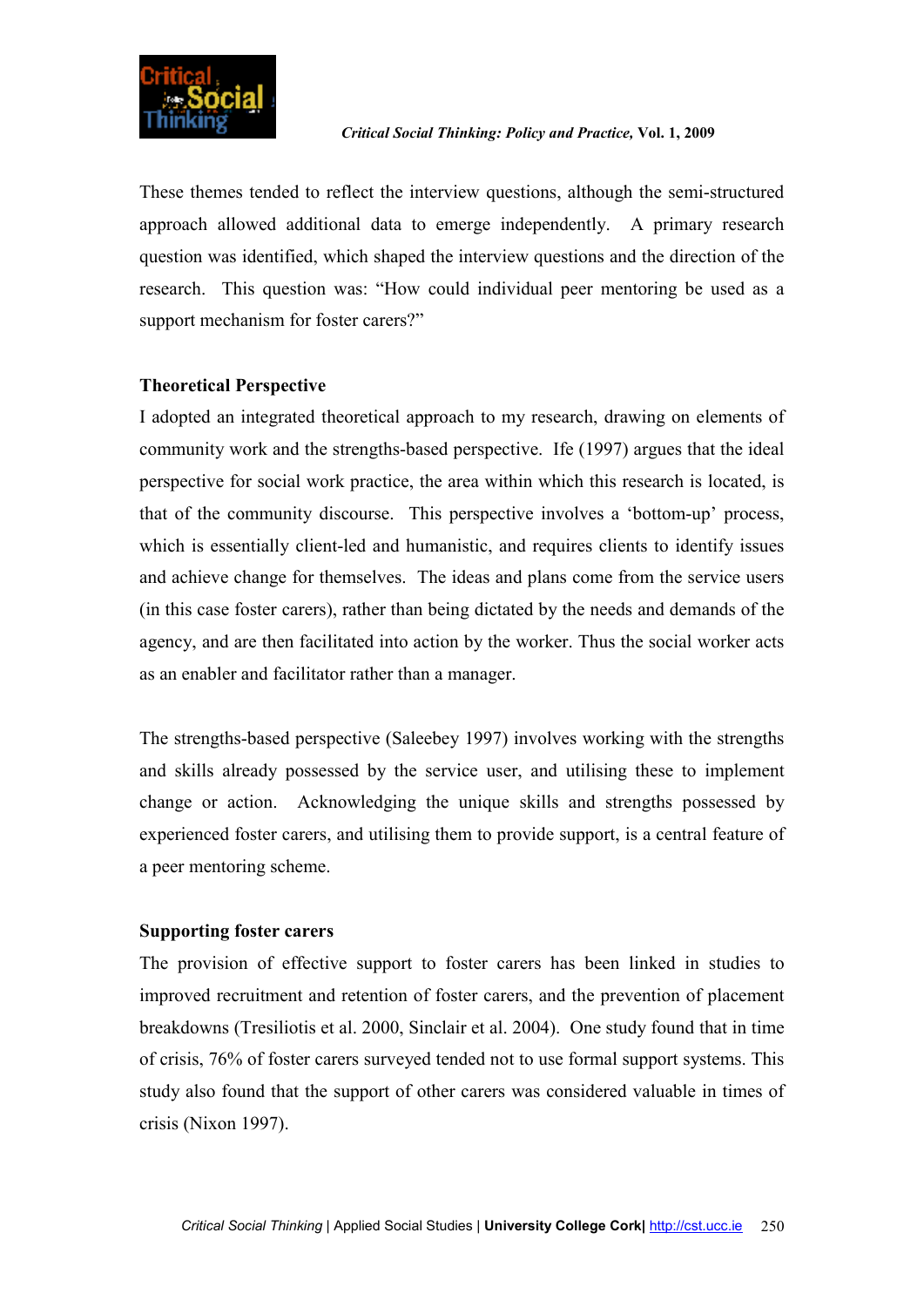These themes tended to reflect the interview questions, although the semi-structured approach allowed additional data to emerge independently. A primary research question was identified, which shaped the interview questions and the direction of the research. This question was: "How could individual peer mentoring be used as a support mechanism for foster carers?"

## Theoretical Perspective

I adopted an integrated theoretical approach to my research, drawing on elements of community work and the strengths-based perspective. Ife (1997) argues that the ideal perspective for social work practice, the area within which this research is located, is that of the community discourse. This perspective involves a 'bottom-up' process, which is essentially client-led and humanistic, and requires clients to identify issues and achieve change for themselves. The ideas and plans come from the service users (in this case foster carers), rather than being dictated by the needs and demands of the agency, and are then facilitated into action by the worker. Thus the social worker acts as an enabler and facilitator rather than a manager.

The strengths-based perspective (Saleebey 1997) involves working with the strengths and skills already possessed by the service user, and utilising these to implement change or action. Acknowledging the unique skills and strengths possessed by experienced foster carers, and utilising them to provide support, is a central feature of a peer mentoring scheme.

## Supporting foster carers

The provision of effective support to foster carers has been linked in studies to improved recruitment and retention of foster carers, and the prevention of placement breakdowns (Tresiliotis et al. 2000, Sinclair et al. 2004). One study found that in time of crisis, 76% of foster carers surveyed tended not to use formal support systems. This study also found that the support of other carers was considered valuable in times of crisis (Nixon 1997).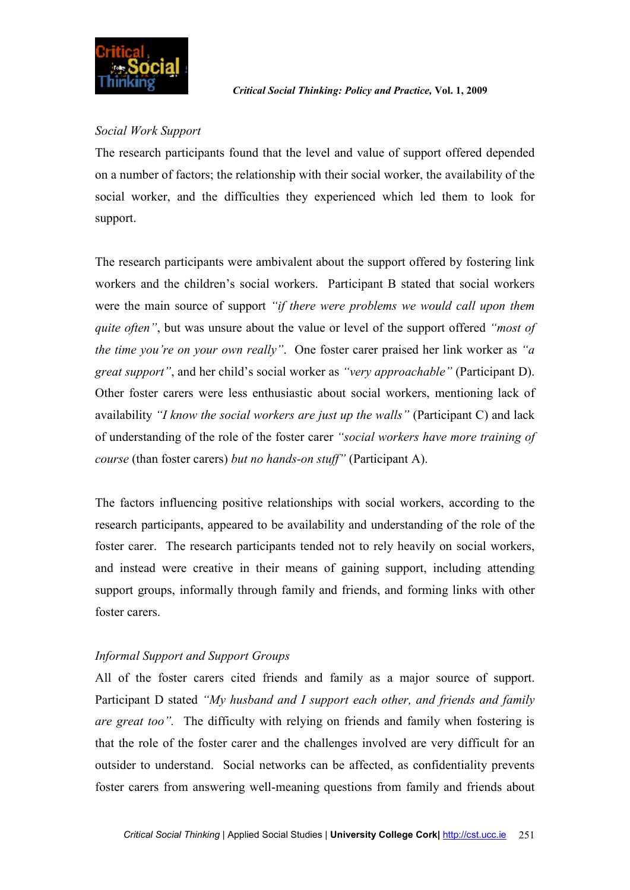*Social Work Support*

The research participants found that the level and value of support offered depended on a number of factors; the relationship with their social worker, the availability of the social worker, and the difficulties they experienced which led them to look for support.

The research participants were ambivalent about the support offered by fostering link workers and the children's social workers. Participant B stated that social workers were the main source of support *"if there were problems we would call upon them quite often"*, but was unsure about the value or level of the support offered *"most of the time you're on your own really"*. One foster carer praised her link worker as *"a great support"*, and her child's social worker as *"very approachable"* (Participant D). Other foster carers were less enthusiastic about social workers, mentioning lack of availability *"I know the social workers are just up the walls"* (Participant C) and lack of understanding of the role of the foster carer *"social workers have more training of course* (than foster carers) *but no hands-on stuff"* (Participant A).

The factors influencing positive relationships with social workers, according to the research participants, appeared to be availability and understanding of the role of the foster carer. The research participants tended not to rely heavily on social workers, and instead were creative in their means of gaining support, including attending support groups, informally through family and friends, and forming links with other foster carers.

*Informal Support and Support Groups*

All of the foster carers cited friends and family as a major source of support. Participant D stated *"My husband and I support each other, and friends and family are great too"*. The difficulty with relying on friends and family when fostering is that the role of the foster carer and the challenges involved are very difficult for an outsider to understand. Social networks can be affected, as confidentiality prevents foster carers from answering well-meaning questions from family and friends about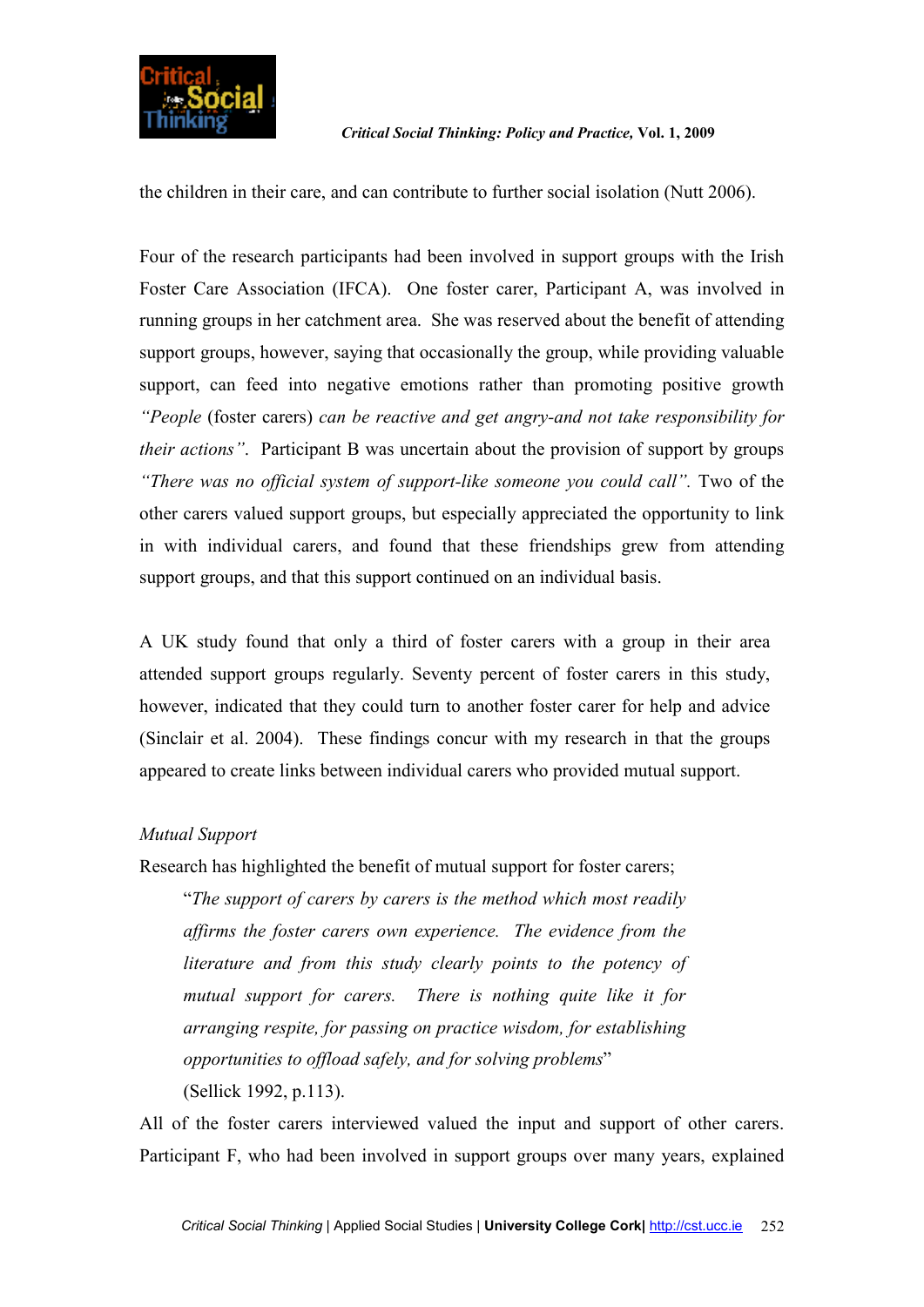the children in their care, and can contribute to further social isolation (Nutt 2006).

Four of the research participants had been involved in support groups with the Irish Foster Care Association (IFCA). One foster carer, Participant A, was involved in running groups in her catchment area. She was reserved about the benefit of attending support groups, however, saying that occasionally the group, while providing valuable support, can feed into negative emotions rather than promoting positive growth *"People* (foster carers) *can be reactive and get angry-and not take responsibility for their actions"*. Participant B was uncertain about the provision of support by groups *"There was no official system of support-like someone you could call".* Two of the other carers valued support groups, but especially appreciated the opportunity to link in with individual carers, and found that these friendships grew from attending support groups, and that this support continued on an individual basis.

A UK study found that only a third of foster carers with a group in their area attended support groups regularly. Seventy percent of foster carers in this study, however, indicated that they could turn to another foster carer for help and advice (Sinclair et al. 2004). These findings concur with my research in that the groups appeared to create links between individual carers who provided mutual support.

*Mutual Support*

Research has highlighted the benefit of mutual support for foster carers;

> "*The support of carers by carers is the method which most readily affirms the foster carers own experience. The evidence from the literature and from this study clearly points to the potency of mutual support for carers. There is nothing quite like it for arranging respite, for passing on practice wisdom, for establishing opportunities to offload safely, and for solving problems*"
> (Sellick 1992, p.113).

All of the foster carers interviewed valued the input and support of other carers. Participant F, who had been involved in support groups over many years, explained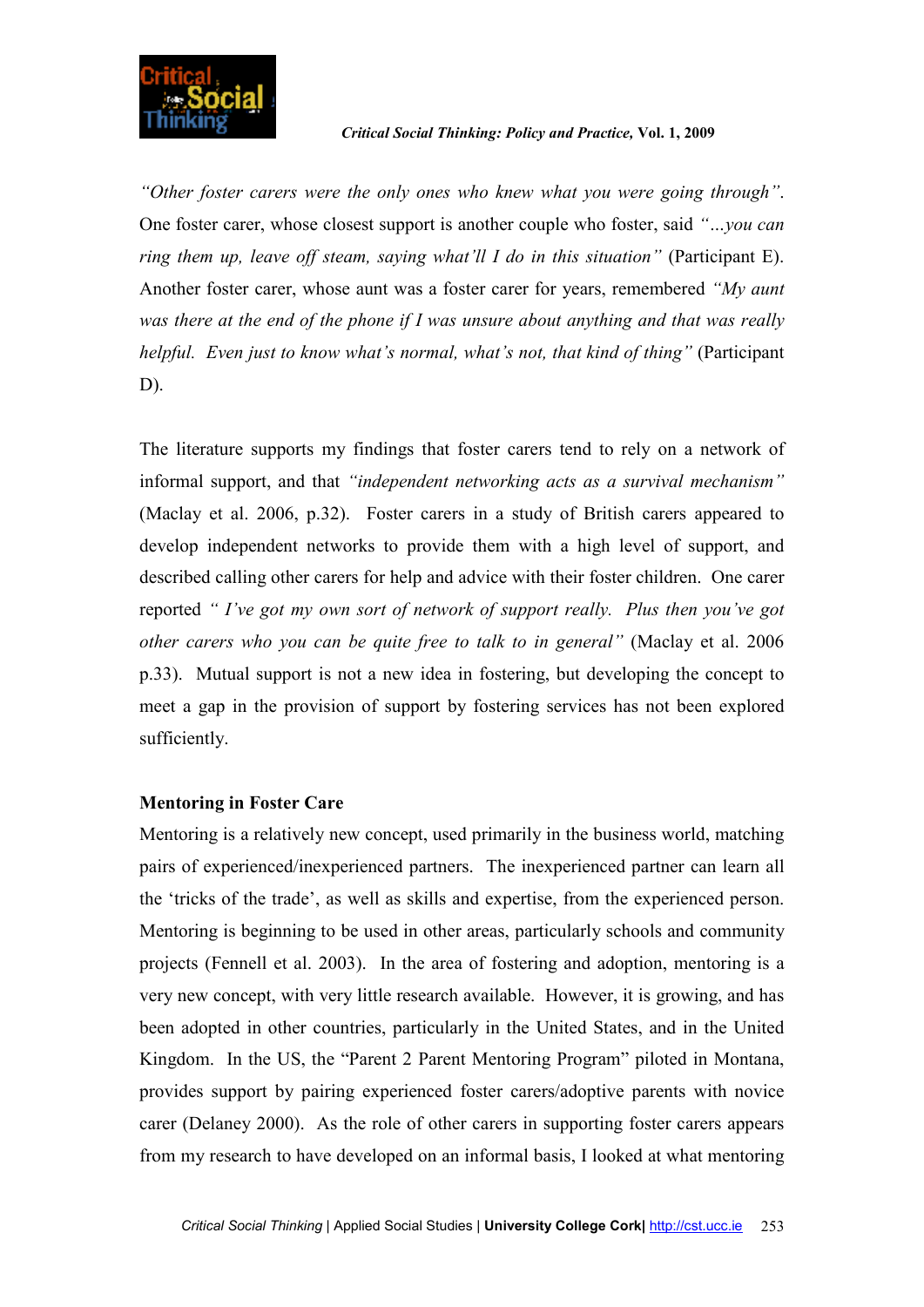*"Other foster carers were the only ones who knew what you were going through"*. One foster carer, whose closest support is another couple who foster, said *"…you can ring them up, leave off steam, saying what'll I do in this situation"* (Participant E). Another foster carer, whose aunt was a foster carer for years, remembered *"My aunt was there at the end of the phone if I was unsure about anything and that was really helpful. Even just to know what's normal, what's not, that kind of thing"* (Participant D).

The literature supports my findings that foster carers tend to rely on a network of informal support, and that *"independent networking acts as a survival mechanism"* (Maclay et al. 2006, p.32). Foster carers in a study of British carers appeared to develop independent networks to provide them with a high level of support, and described calling other carers for help and advice with their foster children. One carer reported *" I've got my own sort of network of support really. Plus then you've got other carers who you can be quite free to talk to in general"* (Maclay et al. 2006 p.33). Mutual support is not a new idea in fostering, but developing the concept to meet a gap in the provision of support by fostering services has not been explored sufficiently.

**Mentoring in Foster Care**

Mentoring is a relatively new concept, used primarily in the business world, matching pairs of experienced/inexperienced partners. The inexperienced partner can learn all the 'tricks of the trade', as well as skills and expertise, from the experienced person. Mentoring is beginning to be used in other areas, particularly schools and community projects (Fennell et al. 2003). In the area of fostering and adoption, mentoring is a very new concept, with very little research available. However, it is growing, and has been adopted in other countries, particularly in the United States, and in the United Kingdom. In the US, the "Parent 2 Parent Mentoring Program" piloted in Montana, provides support by pairing experienced foster carers/adoptive parents with novice carer (Delaney 2000). As the role of other carers in supporting foster carers appears from my research to have developed on an informal basis, I looked at what mentoring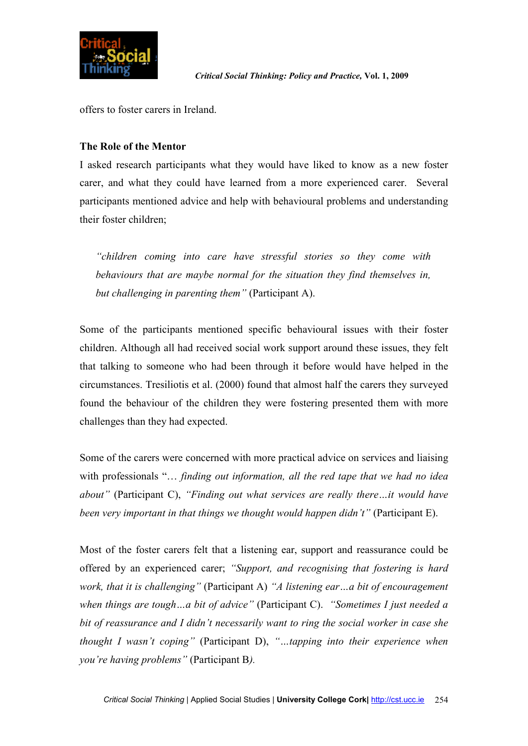offers to foster carers in Ireland.

### The Role of the Mentor

I asked research participants what they would have liked to know as a new foster carer, and what they could have learned from a more experienced carer. Several participants mentioned advice and help with behavioural problems and understanding their foster children;

> *"children coming into care have stressful stories so they come with behaviours that are maybe normal for the situation they find themselves in, but challenging in parenting them"* (Participant A).

Some of the participants mentioned specific behavioural issues with their foster children. Although all had received social work support around these issues, they felt that talking to someone who had been through it before would have helped in the circumstances. Tresiliotis et al. (2000) found that almost half the carers they surveyed found the behaviour of the children they were fostering presented them with more challenges than they had expected.

Some of the carers were concerned with more practical advice on services and liaising with professionals "*… finding out information, all the red tape that we had no idea about"* (Participant C), *"Finding out what services are really there…it would have been very important in that things we thought would happen didn't"* (Participant E).

Most of the foster carers felt that a listening ear, support and reassurance could be offered by an experienced carer; *"Support, and recognising that fostering is hard work, that it is challenging"* (Participant A) *"A listening ear…a bit of encouragement when things are tough…a bit of advice"* (Participant C). *"Sometimes I just needed a bit of reassurance and I didn't necessarily want to ring the social worker in case she thought I wasn't coping"* (Participant D), *"…tapping into their experience when you're having problems"* (Participant B*).*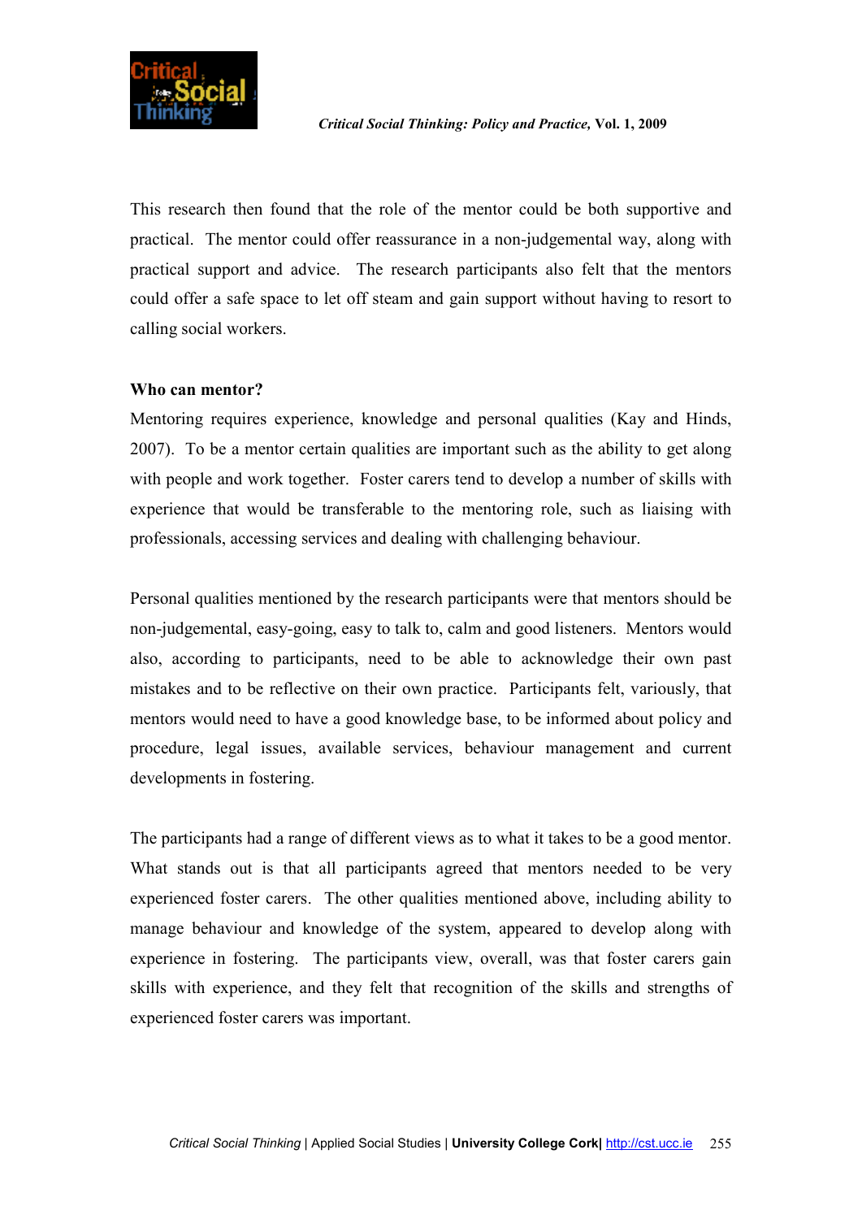This research then found that the role of the mentor could be both supportive and practical. The mentor could offer reassurance in a non-judgemental way, along with practical support and advice. The research participants also felt that the mentors could offer a safe space to let off steam and gain support without having to resort to calling social workers.

**Who can mentor?**

Mentoring requires experience, knowledge and personal qualities (Kay and Hinds, 2007). To be a mentor certain qualities are important such as the ability to get along with people and work together. Foster carers tend to develop a number of skills with experience that would be transferable to the mentoring role, such as liaising with professionals, accessing services and dealing with challenging behaviour.

Personal qualities mentioned by the research participants were that mentors should be non-judgemental, easy-going, easy to talk to, calm and good listeners. Mentors would also, according to participants, need to be able to acknowledge their own past mistakes and to be reflective on their own practice. Participants felt, variously, that mentors would need to have a good knowledge base, to be informed about policy and procedure, legal issues, available services, behaviour management and current developments in fostering.

The participants had a range of different views as to what it takes to be a good mentor. What stands out is that all participants agreed that mentors needed to be very experienced foster carers. The other qualities mentioned above, including ability to manage behaviour and knowledge of the system, appeared to develop along with experience in fostering. The participants view, overall, was that foster carers gain skills with experience, and they felt that recognition of the skills and strengths of experienced foster carers was important.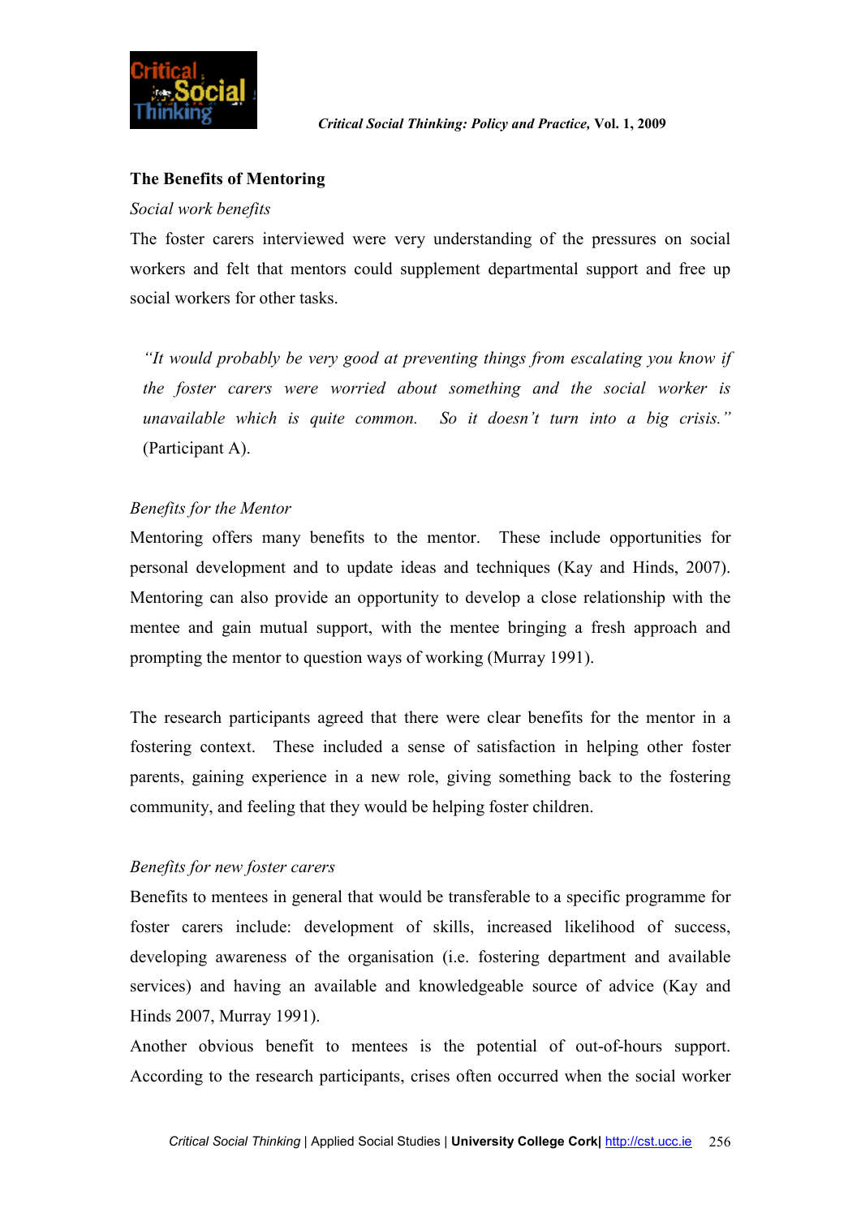### The Benefits of Mentoring

*Social work benefits*

The foster carers interviewed were very understanding of the pressures on social workers and felt that mentors could supplement departmental support and free up social workers for other tasks.

> *"It would probably be very good at preventing things from escalating you know if the foster carers were worried about something and the social worker is unavailable which is quite common. So it doesn't turn into a big crisis."* (Participant A).

*Benefits for the Mentor*

Mentoring offers many benefits to the mentor. These include opportunities for personal development and to update ideas and techniques (Kay and Hinds, 2007). Mentoring can also provide an opportunity to develop a close relationship with the mentee and gain mutual support, with the mentee bringing a fresh approach and prompting the mentor to question ways of working (Murray 1991).

The research participants agreed that there were clear benefits for the mentor in a fostering context. These included a sense of satisfaction in helping other foster parents, gaining experience in a new role, giving something back to the fostering community, and feeling that they would be helping foster children.

*Benefits for new foster carers*

Benefits to mentees in general that would be transferable to a specific programme for foster carers include: development of skills, increased likelihood of success, developing awareness of the organisation (i.e. fostering department and available services) and having an available and knowledgeable source of advice (Kay and Hinds 2007, Murray 1991).

Another obvious benefit to mentees is the potential of out-of-hours support. According to the research participants, crises often occurred when the social worker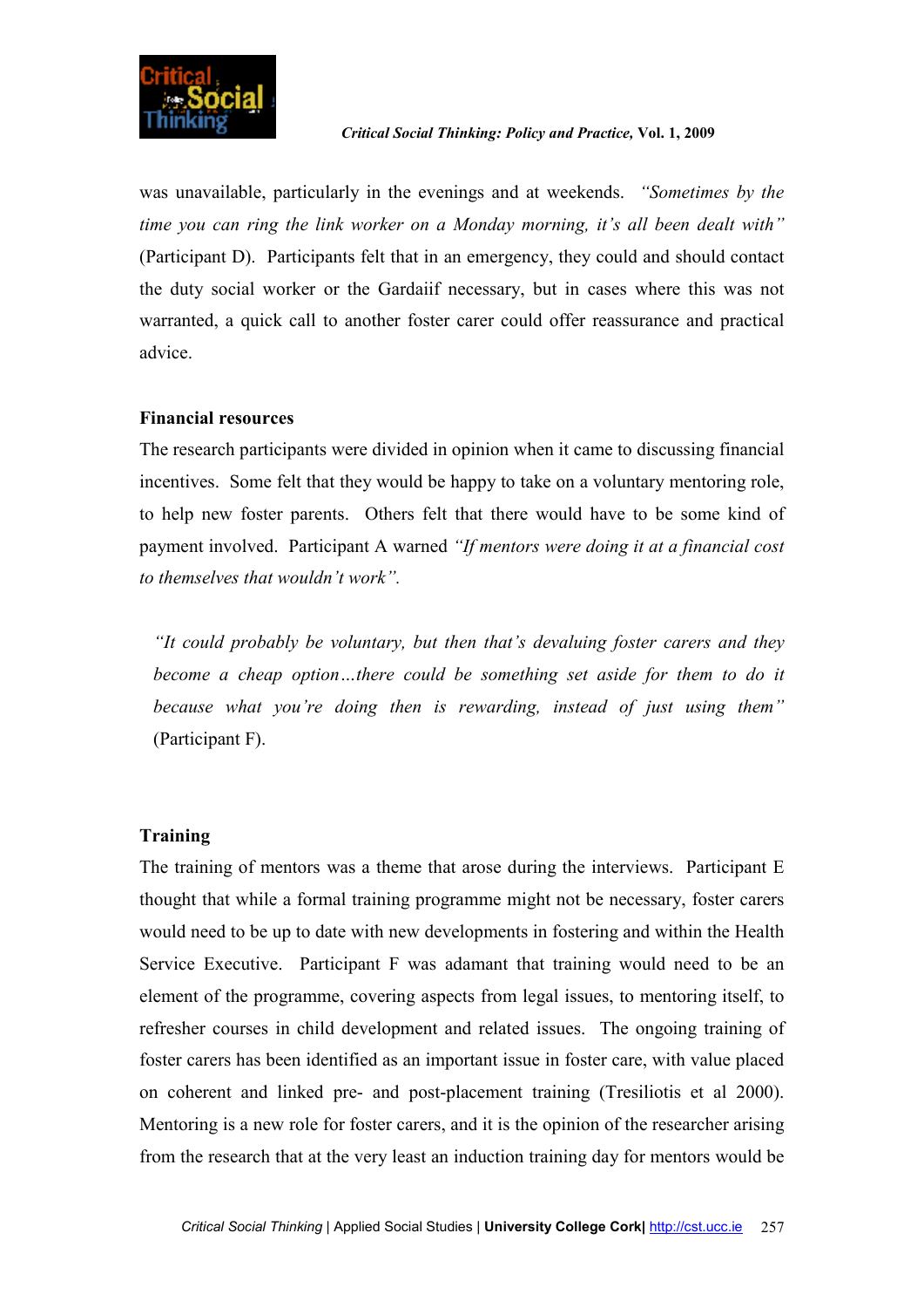was unavailable, particularly in the evenings and at weekends. *"Sometimes by the time you can ring the link worker on a Monday morning, it's all been dealt with"* (Participant D). Participants felt that in an emergency, they could and should contact the duty social worker or the Gardaiif necessary, but in cases where this was not warranted, a quick call to another foster carer could offer reassurance and practical advice.

**Financial resources**

The research participants were divided in opinion when it came to discussing financial incentives. Some felt that they would be happy to take on a voluntary mentoring role, to help new foster parents. Others felt that there would have to be some kind of payment involved. Participant A warned *"If mentors were doing it at a financial cost to themselves that wouldn't work"*.

> *"It could probably be voluntary, but then that's devaluing foster carers and they become a cheap option…there could be something set aside for them to do it because what you're doing then is rewarding, instead of just using them"* (Participant F).

**Training**

The training of mentors was a theme that arose during the interviews. Participant E thought that while a formal training programme might not be necessary, foster carers would need to be up to date with new developments in fostering and within the Health Service Executive. Participant F was adamant that training would need to be an element of the programme, covering aspects from legal issues, to mentoring itself, to refresher courses in child development and related issues. The ongoing training of foster carers has been identified as an important issue in foster care, with value placed on coherent and linked pre- and post-placement training (Tresiliotis et al 2000). Mentoring is a new role for foster carers, and it is the opinion of the researcher arising from the research that at the very least an induction training day for mentors would be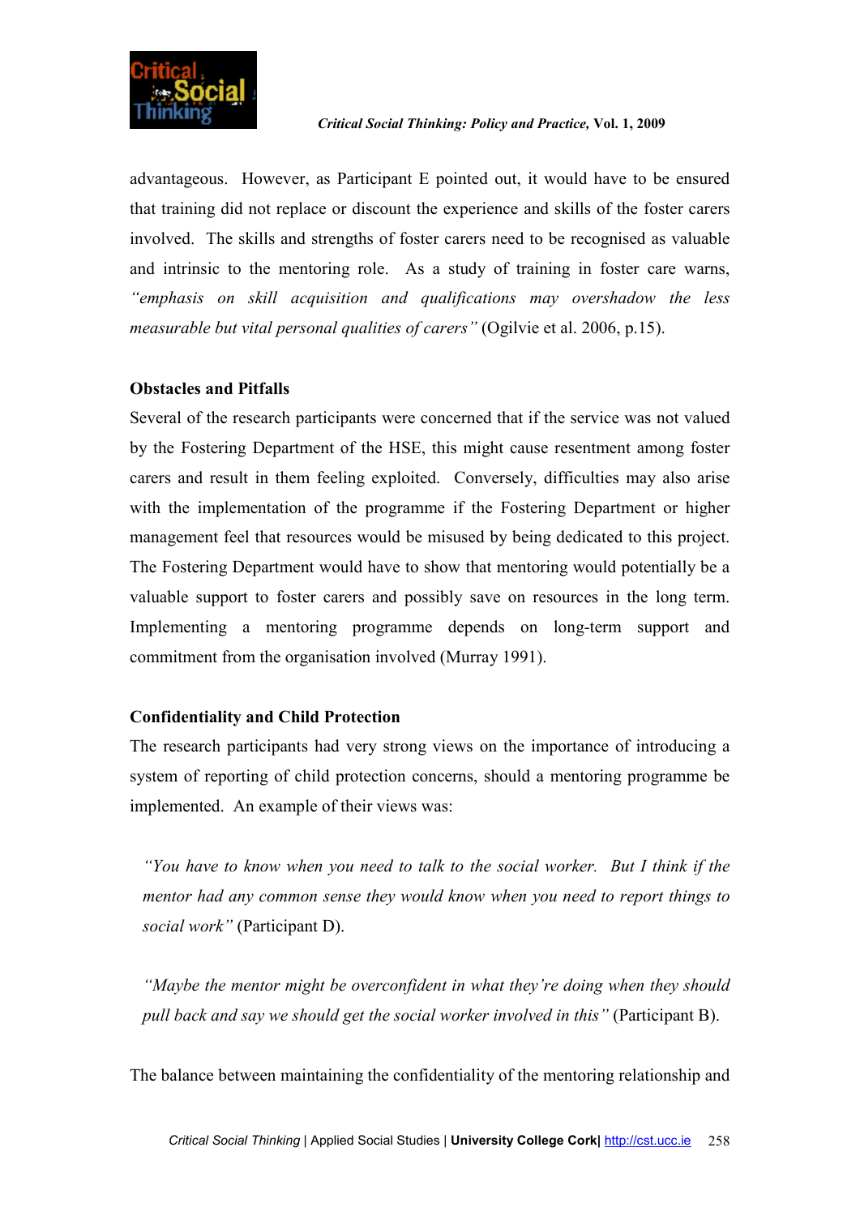advantageous. However, as Participant E pointed out, it would have to be ensured that training did not replace or discount the experience and skills of the foster carers involved. The skills and strengths of foster carers need to be recognised as valuable and intrinsic to the mentoring role. As a study of training in foster care warns, *"emphasis on skill acquisition and qualifications may overshadow the less measurable but vital personal qualities of carers"* (Ogilvie et al. 2006, p.15).

**Obstacles and Pitfalls**

Several of the research participants were concerned that if the service was not valued by the Fostering Department of the HSE, this might cause resentment among foster carers and result in them feeling exploited. Conversely, difficulties may also arise with the implementation of the programme if the Fostering Department or higher management feel that resources would be misused by being dedicated to this project. The Fostering Department would have to show that mentoring would potentially be a valuable support to foster carers and possibly save on resources in the long term. Implementing a mentoring programme depends on long-term support and commitment from the organisation involved (Murray 1991).

**Confidentiality and Child Protection**

The research participants had very strong views on the importance of introducing a system of reporting of child protection concerns, should a mentoring programme be implemented. An example of their views was:

> *"You have to know when you need to talk to the social worker. But I think if the mentor had any common sense they would know when you need to report things to social work"* (Participant D).

> *"Maybe the mentor might be overconfident in what they're doing when they should pull back and say we should get the social worker involved in this"* (Participant B).

The balance between maintaining the confidentiality of the mentoring relationship and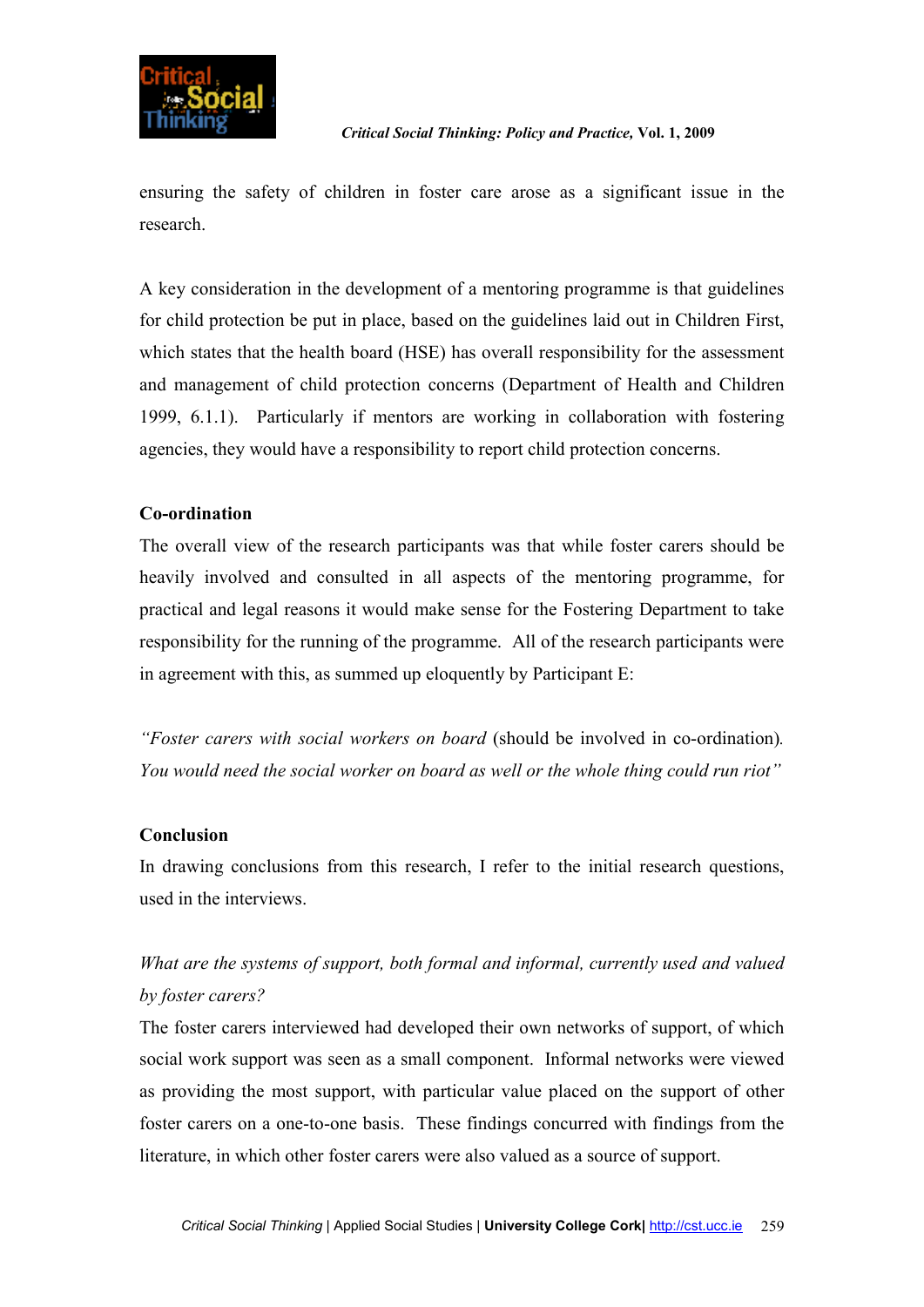ensuring the safety of children in foster care arose as a significant issue in the research.

A key consideration in the development of a mentoring programme is that guidelines for child protection be put in place, based on the guidelines laid out in Children First, which states that the health board (HSE) has overall responsibility for the assessment and management of child protection concerns (Department of Health and Children 1999, 6.1.1). Particularly if mentors are working in collaboration with fostering agencies, they would have a responsibility to report child protection concerns.

**Co-ordination**

The overall view of the research participants was that while foster carers should be heavily involved and consulted in all aspects of the mentoring programme, for practical and legal reasons it would make sense for the Fostering Department to take responsibility for the running of the programme. All of the research participants were in agreement with this, as summed up eloquently by Participant E:

*"Foster carers with social workers on board* (should be involved in co-ordination). *You would need the social worker on board as well or the whole thing could run riot"*

**Conclusion**

In drawing conclusions from this research, I refer to the initial research questions, used in the interviews.

*What are the systems of support, both formal and informal, currently used and valued by foster carers?*

The foster carers interviewed had developed their own networks of support, of which social work support was seen as a small component. Informal networks were viewed as providing the most support, with particular value placed on the support of other foster carers on a one-to-one basis. These findings concurred with findings from the literature, in which other foster carers were also valued as a source of support.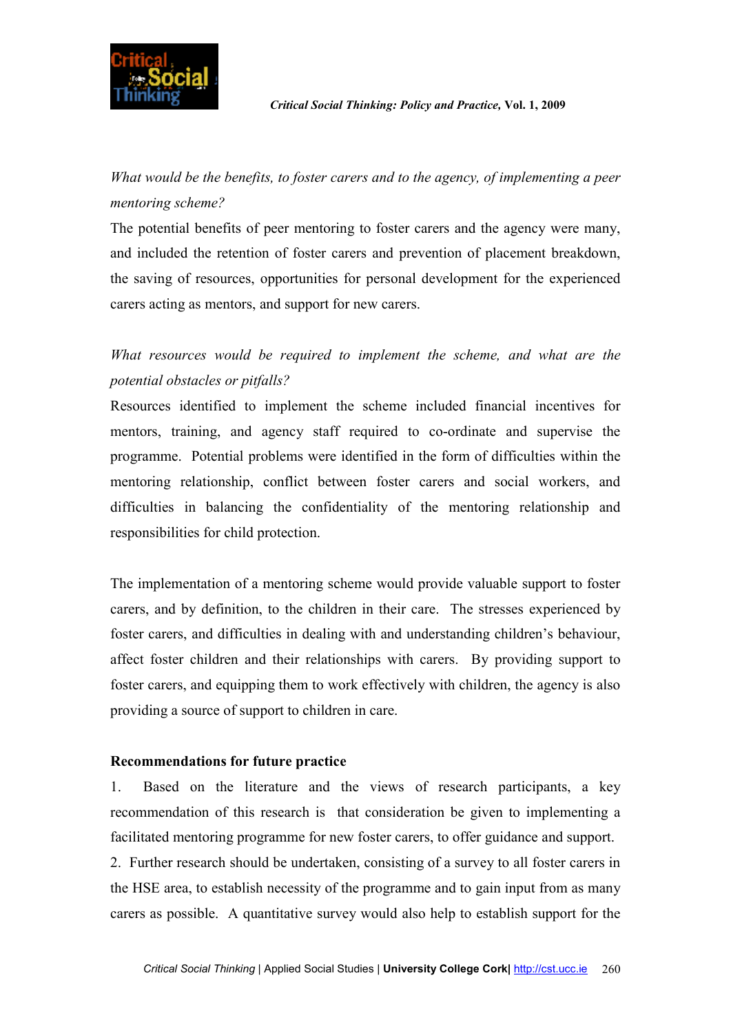*What would be the benefits, to foster carers and to the agency, of implementing a peer mentoring scheme?*

The potential benefits of peer mentoring to foster carers and the agency were many, and included the retention of foster carers and prevention of placement breakdown, the saving of resources, opportunities for personal development for the experienced carers acting as mentors, and support for new carers.

*What resources would be required to implement the scheme, and what are the potential obstacles or pitfalls?*

Resources identified to implement the scheme included financial incentives for mentors, training, and agency staff required to co-ordinate and supervise the programme. Potential problems were identified in the form of difficulties within the mentoring relationship, conflict between foster carers and social workers, and difficulties in balancing the confidentiality of the mentoring relationship and responsibilities for child protection.

The implementation of a mentoring scheme would provide valuable support to foster carers, and by definition, to the children in their care. The stresses experienced by foster carers, and difficulties in dealing with and understanding children's behaviour, affect foster children and their relationships with carers. By providing support to foster carers, and equipping them to work effectively with children, the agency is also providing a source of support to children in care.

**Recommendations for future practice**

1. Based on the literature and the views of research participants, a key recommendation of this research is that consideration be given to implementing a facilitated mentoring programme for new foster carers, to offer guidance and support.
2. Further research should be undertaken, consisting of a survey to all foster carers in the HSE area, to establish necessity of the programme and to gain input from as many carers as possible. A quantitative survey would also help to establish support for the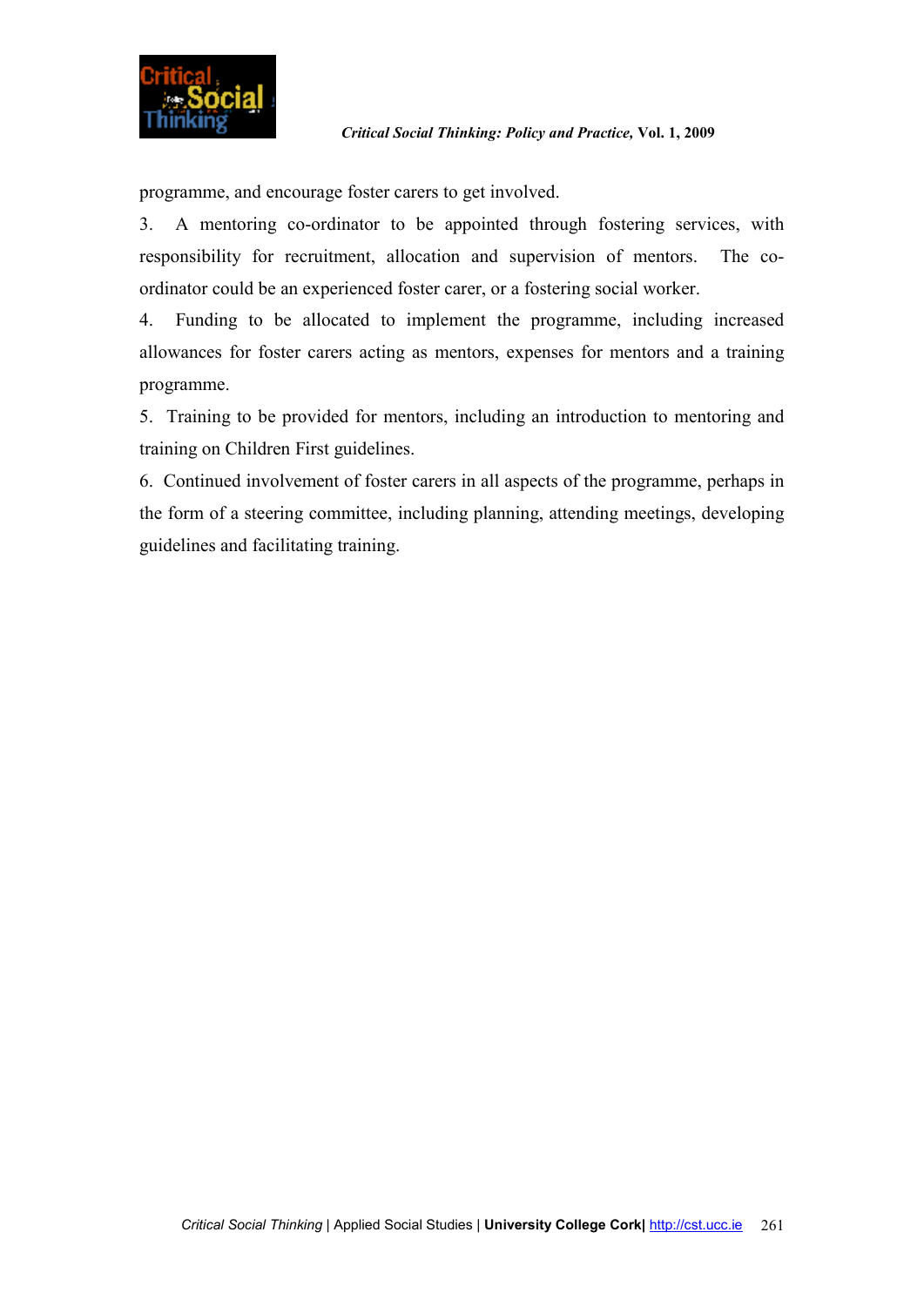programme, and encourage foster carers to get involved.

3. A mentoring co-ordinator to be appointed through fostering services, with responsibility for recruitment, allocation and supervision of mentors. The co-ordinator could be an experienced foster carer, or a fostering social worker.

4. Funding to be allocated to implement the programme, including increased allowances for foster carers acting as mentors, expenses for mentors and a training programme.

5. Training to be provided for mentors, including an introduction to mentoring and training on Children First guidelines.

6. Continued involvement of foster carers in all aspects of the programme, perhaps in the form of a steering committee, including planning, attending meetings, developing guidelines and facilitating training.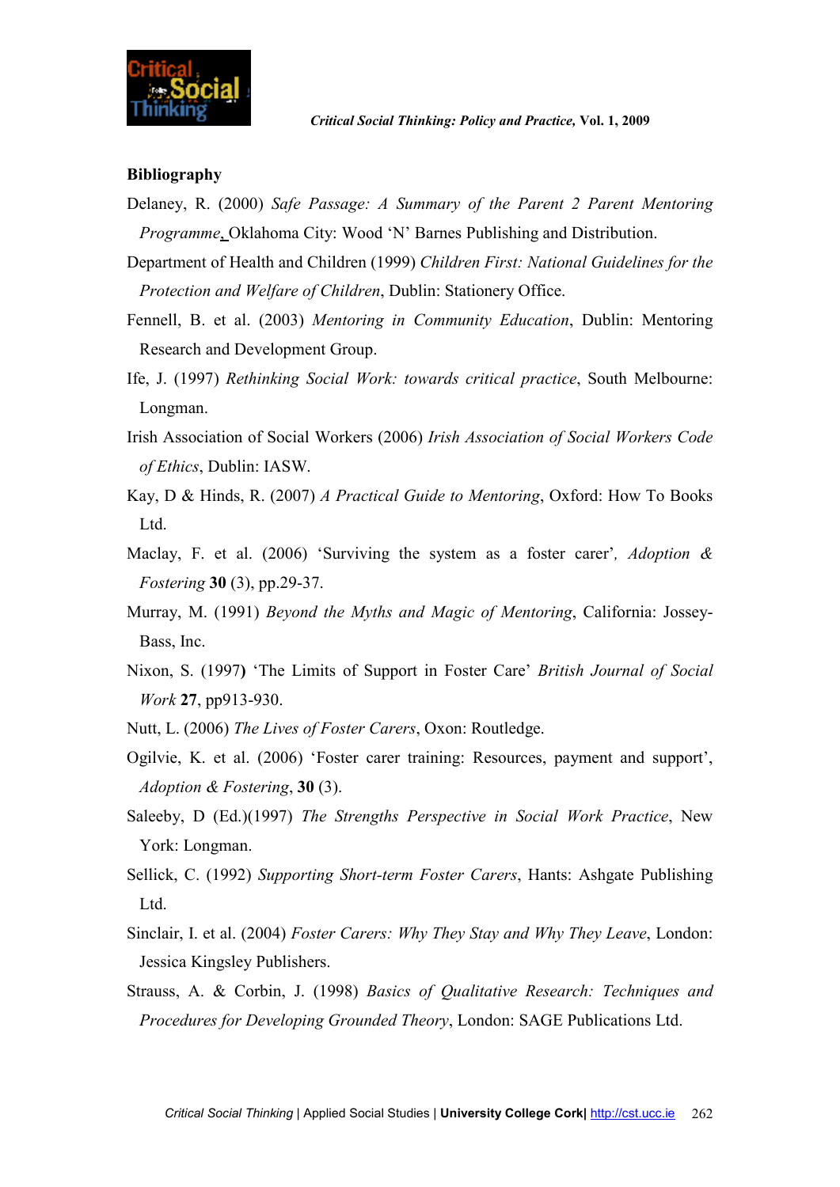## Bibliography

Delaney, R. (2000) *Safe Passage: A Summary of the Parent 2 Parent Mentoring Programme*, Oklahoma City: Wood 'N' Barnes Publishing and Distribution.

Department of Health and Children (1999) *Children First: National Guidelines for the Protection and Welfare of Children*, Dublin: Stationery Office.

Fennell, B. et al. (2003) *Mentoring in Community Education*, Dublin: Mentoring Research and Development Group.

Ife, J. (1997) *Rethinking Social Work: towards critical practice*, South Melbourne: Longman.

Irish Association of Social Workers (2006) *Irish Association of Social Workers Code of Ethics*, Dublin: IASW.

Kay, D & Hinds, R. (2007) *A Practical Guide to Mentoring*, Oxford: How To Books Ltd.

Maclay, F. et al. (2006) 'Surviving the system as a foster carer', *Adoption & Fostering* **30** (3), pp.29-37.

Murray, M. (1991) *Beyond the Myths and Magic of Mentoring*, California: Jossey-Bass, Inc.

Nixon, S. (1997) 'The Limits of Support in Foster Care' *British Journal of Social Work* **27**, pp913-930.

Nutt, L. (2006) *The Lives of Foster Carers*, Oxon: Routledge.

Ogilvie, K. et al. (2006) 'Foster carer training: Resources, payment and support', *Adoption & Fostering*, **30** (3).

Saleeby, D (Ed.)(1997) *The Strengths Perspective in Social Work Practice*, New York: Longman.

Sellick, C. (1992) *Supporting Short-term Foster Carers*, Hants: Ashgate Publishing Ltd.

Sinclair, I. et al. (2004) *Foster Carers: Why They Stay and Why They Leave*, London: Jessica Kingsley Publishers.

Strauss, A. & Corbin, J. (1998) *Basics of Qualitative Research: Techniques and Procedures for Developing Grounded Theory*, London: SAGE Publications Ltd.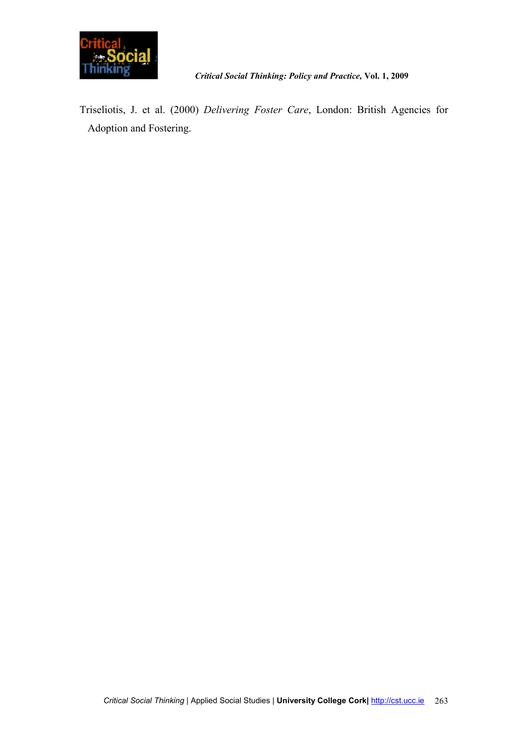Triseliotis, J. et al. (2000) *Delivering Foster Care*, London: British Agencies for Adoption and Fostering.